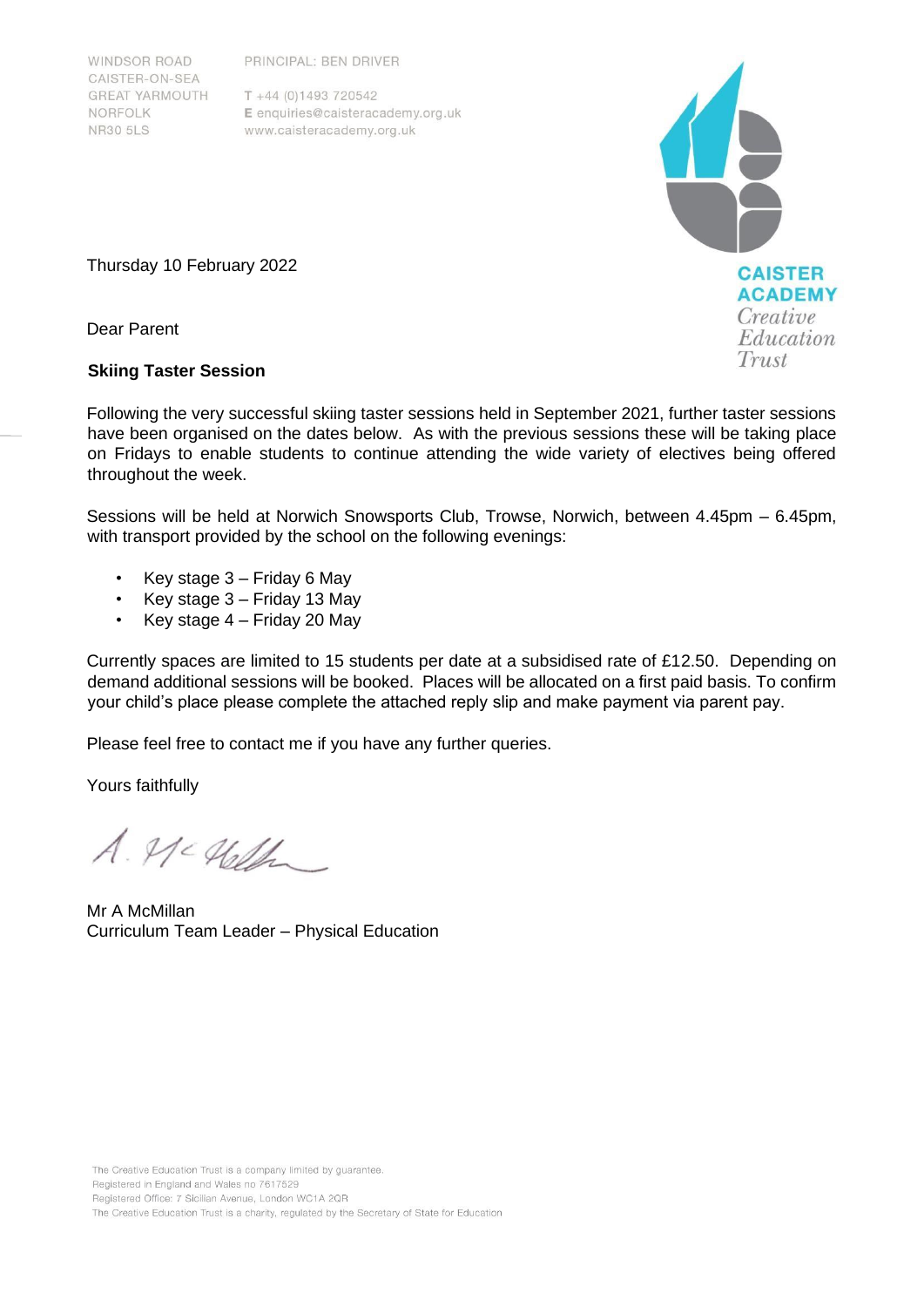WINDSOR ROAD
CAISTER-ON-SEA
GREAT YARMOUTH
NORFOLK
NR30 5LS

PRINCIPAL: BEN DRIVER

T +44 (0)1493 720542
E enquiries@caisteracademy.org.uk
www.caisteracademy.org.uk

CAISTER ACADEMY
Creative Education Trust

Thursday 10 February 2022

Dear Parent

**Skiing Taster Session**

Following the very successful skiing taster sessions held in September 2021, further taster sessions have been organised on the dates below. As with the previous sessions these will be taking place on Fridays to enable students to continue attending the wide variety of electives being offered throughout the week.

Sessions will be held at Norwich Snowsports Club, Trowse, Norwich, between 4.45pm – 6.45pm, with transport provided by the school on the following evenings:

- Key stage 3 – Friday 6 May
- Key stage 3 – Friday 13 May
- Key stage 4 – Friday 20 May

Currently spaces are limited to 15 students per date at a subsidised rate of £12.50. Depending on demand additional sessions will be booked. Places will be allocated on a first paid basis. To confirm your child's place please complete the attached reply slip and make payment via parent pay.

Please feel free to contact me if you have any further queries.

Yours faithfully

A. McMillan

Mr A McMillan
Curriculum Team Leader – Physical Education

The Creative Education Trust is a company limited by guarantee.
Registered in England and Wales no 7617529
Registered Office: 7 Sicilian Avenue, London WC1A 2QR
The Creative Education Trust is a charity, regulated by the Secretary of State for Education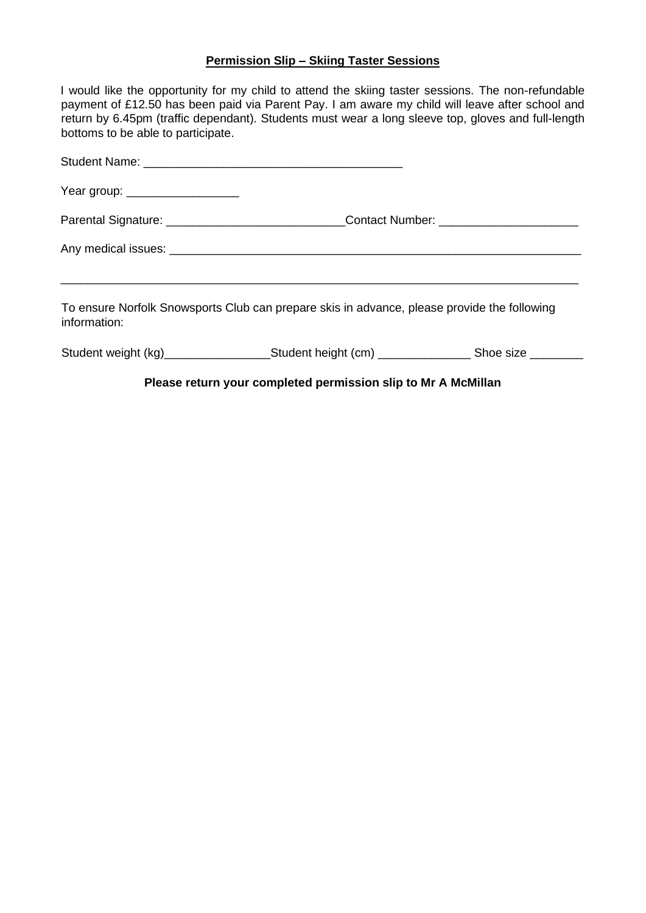**Permission Slip – Skiing Taster Sessions**

I would like the opportunity for my child to attend the skiing taster sessions. The non-refundable payment of £12.50 has been paid via Parent Pay. I am aware my child will leave after school and return by 6.45pm (traffic dependant). Students must wear a long sleeve top, gloves and full-length bottoms to be able to participate.

Student Name: ________________________________________

Year group: _________________

Parental Signature: ___________________________Contact Number: _____________________

Any medical issues: _________________________________________________________________

_________________________________________________________________________________

To ensure Norfolk Snowsports Club can prepare skis in advance, please provide the following information:

Student weight (kg)________________Student height (cm) ______________ Shoe size ________

**Please return your completed permission slip to Mr A McMillan**